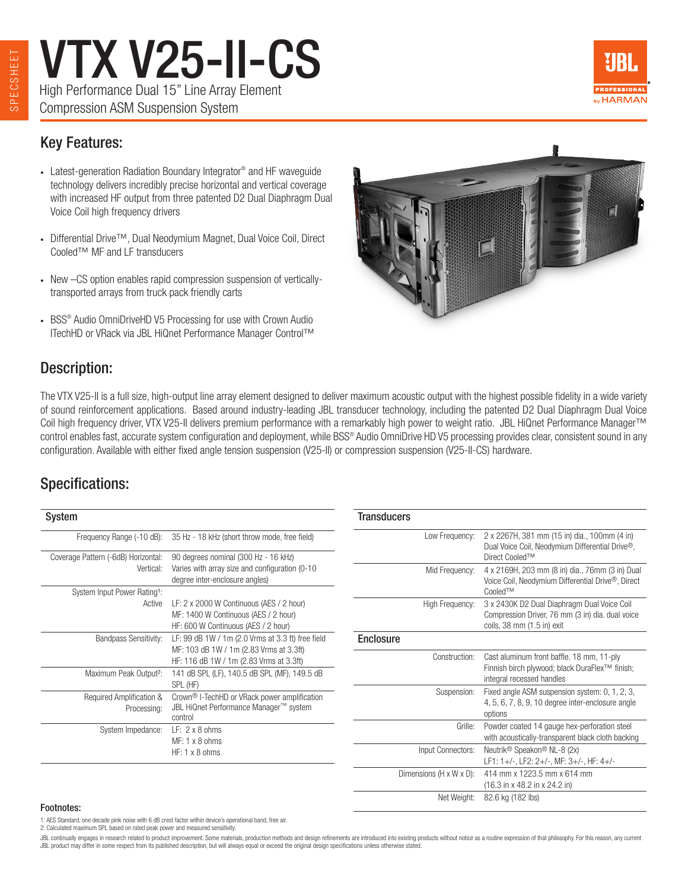# VTX V25-II-CS

High Performance Dual 15" Line Array Element
Compression ASM Suspension System

## Key Features:

- Latest-generation Radiation Boundary Integrator® and HF waveguide technology delivers incredibly precise horizontal and vertical coverage with increased HF output from three patented D2 Dual Diaphragm Dual Voice Coil high frequency drivers
- Differential Drive™, Dual Neodymium Magnet, Dual Voice Coil, Direct Cooled™ MF and LF transducers
- New –CS option enables rapid compression suspension of vertically-transported arrays from truck pack friendly carts
- BSS® Audio OmniDriveHD V5 Processing for use with Crown Audio ITechHD or VRack via JBL HiQnet Performance Manager Control™

## Description:

The VTX V25-II is a full size, high-output line array element designed to deliver maximum acoustic output with the highest possible fidelity in a wide variety of sound reinforcement applications. Based around industry-leading JBL transducer technology, including the patented D2 Dual Diaphragm Dual Voice Coil high frequency driver, VTX V25-II delivers premium performance with a remarkably high power to weight ratio. JBL HiQnet Performance Manager™ control enables fast, accurate system configuration and deployment, while BSS® Audio OmniDrive HD V5 processing provides clear, consistent sound in any configuration. Available with either fixed angle tension suspension (V25-II) or compression suspension (V25-II-CS) hardware.

## Specifications:

### System

| | |
|---|---|
| Frequency Range (-10 dB): | 35 Hz - 18 kHz (short throw mode, free field) |
| Coverage Pattern (-6dB) Horizontal: | 90 degrees nominal (300 Hz - 16 kHz) |
| Vertical: | Varies with array size and configuration (0-10 degree inter-enclosure angles) |
| System Input Power Rating[1]: Active | LF: 2 x 2000 W Continuous (AES / 2 hour)<br>MF: 1400 W Continuous (AES / 2 hour)<br>HF: 600 W Continuous (AES / 2 hour) |
| Bandpass Sensitivity: | LF: 99 dB 1W / 1m (2.0 Vrms at 3.3 ft) free field<br>MF: 103 dB 1W / 1m (2.83 Vrms at 3.3ft)<br>HF: 116 dB 1W / 1m (2.83 Vrms at 3.3ft) |
| Maximum Peak Output[2]: | 141 dB SPL (LF), 140.5 dB SPL (MF), 149.5 dB SPL (HF) |
| Required Amplification & Processing: | Crown® I-TechHD or VRack power amplification JBL HiQnet Performance Manager™ system control |
| System Impedance: | LF: 2 x 8 ohms<br>MF: 1 x 8 ohms<br>HF: 1 x 8 ohms |

### Transducers

| | |
|---|---|
| Low Frequency: | 2 x 2267H, 381 mm (15 in) dia., 100mm (4 in) Dual Voice Coil, Neodymium Differential Drive®, Direct Cooled™ |
| Mid Frequency: | 4 x 2169H, 203 mm (8 in) dia., 76mm (3 in) Dual Voice Coil, Neodymium Differential Drive®, Direct Cooled™ |
| High Frequency: | 3 x 2430K D2 Dual Diaphragm Dual Voice Coil Compression Driver, 76 mm (3 in) dia. dual voice coils, 38 mm (1.5 in) exit |

### Enclosure

| | |
|---|---|
| Construction: | Cast aluminum front baffle. 18 mm, 11-ply Finnish birch plywood; black DuraFlex™ finish; integral recessed handles |
| Suspension: | Fixed angle ASM suspension system: 0, 1, 2, 3, 4, 5, 6, 7, 8, 9, 10 degree inter-enclosure angle options |
| Grille: | Powder coated 14 gauge hex-perforation steel with acoustically-transparent black cloth backing |
| Input Connectors: | Neutrik® Speakon® NL-8 (2x)<br>LF1: 1+/-, LF2: 2+/-, MF: 3+/-, HF: 4+/- |
| Dimensions (H x W x D): | 414 mm x 1223.5 mm x 614 mm<br>(16.3 in x 48.2 in x 24.2 in) |
| Net Weight: | 82.6 kg (182 lbs) |

**Footnotes:**

1: AES Standard, one decade pink noise with 6 dB crest factor within device's operational band, free air.
2: Calculated maximum SPL based on rated peak power and measured sensitivity.

JBL continually engages in research related to product improvement. Some materials, production methods and design refinements are introduced into existing products without notice as a routine expression of that philosophy. For this reason, any current JBL product may differ in some respect from its published description, but will always equal or exceed the original design specifications unless otherwise stated.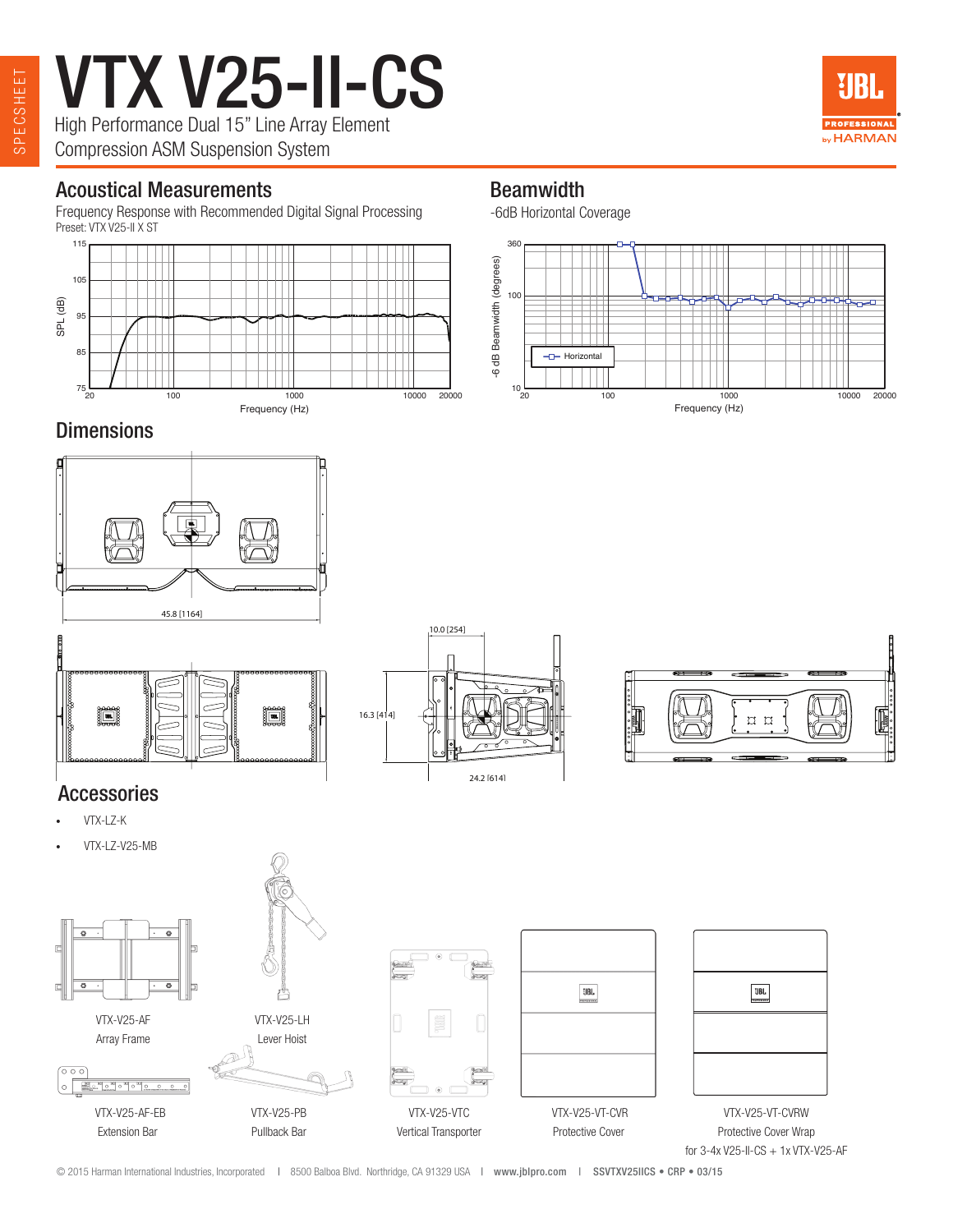# VTX V25-II-CS

High Performance Dual 15" Line Array Element
Compression ASM Suspension System

## Acoustical Measurements

Frequency Response with Recommended Digital Signal Processing
Preset: VTX V25-II X ST

SPL (dB)
115
105
95
85
75
20
100
1000
10000
20000
Frequency (Hz)

## Beamwidth

-6dB Horizontal Coverage

-6 dB Beamwidth (degrees)
360
100
10
20
100
1000
10000
20000
Frequency (Hz)
Horizontal

## Dimensions

45.8 [1164]

10.0 [254]

16.3 [414]

24.2 [614]

## Accessories

- VTX-LZ-K
- VTX-LZ-V25-MB

VTX-V25-AF
Array Frame

VTX-V25-LH
Lever Hoist

VTX-V25-AF-EB
Extension Bar

VTX-V25-PB
Pullback Bar

VTX-V25-VTC
Vertical Transporter

VTX-V25-VT-CVR
Protective Cover

VTX-V25-VT-CVRW
Protective Cover Wrap
for 3-4x V25-II-CS + 1x VTX-V25-AF

© 2015 Harman International Industries, Incorporated | 8500 Balboa Blvd. Northridge, CA 91329 USA | **www.jblpro.com** | **SSVTXV25IICS • CRP • 03/15**